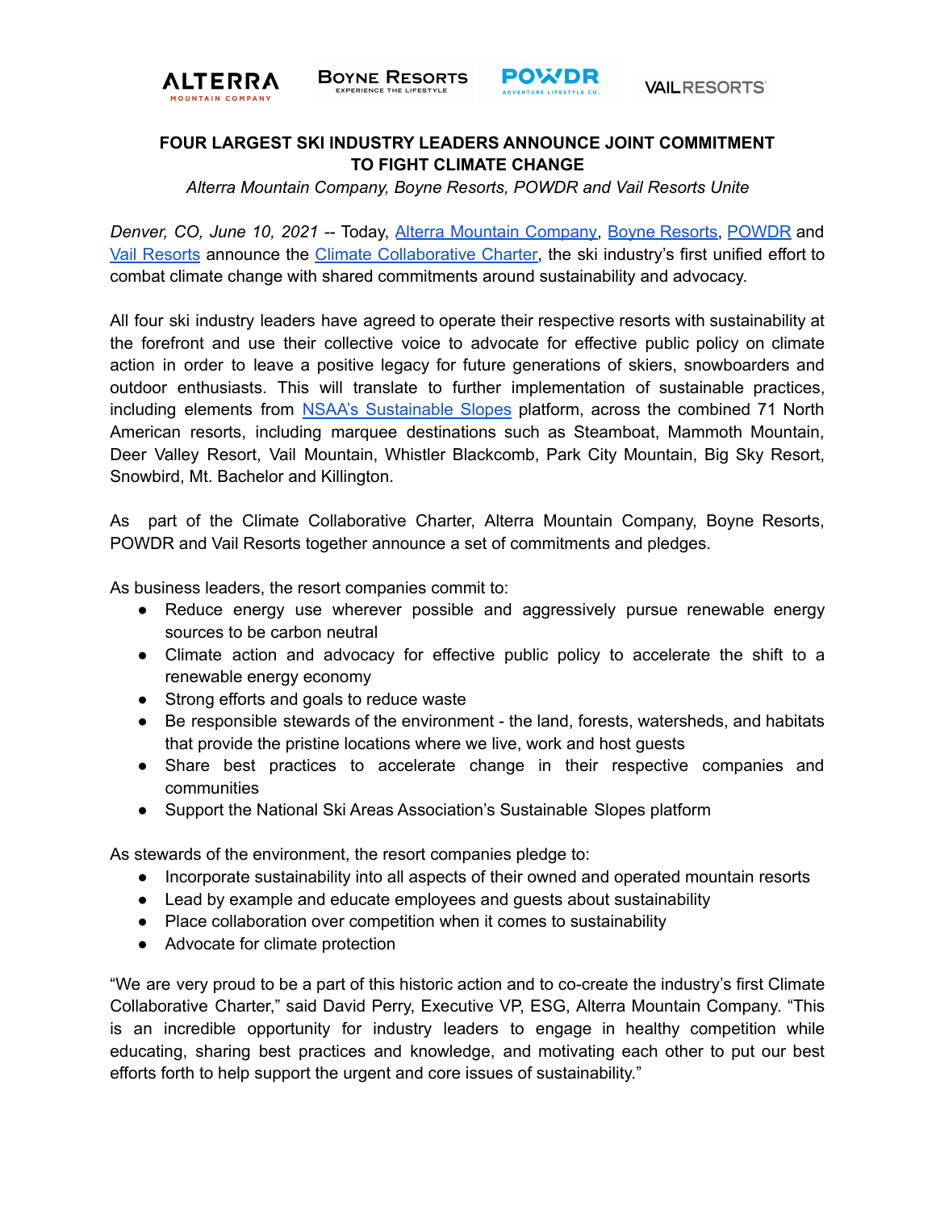ALTERRA MOUNTAIN COMPANY BOYNE RESORTS EXPERIENCE THE LIFESTYLE POWDR ADVENTURE LIFESTYLE CO. VAIL RESORTS

**FOUR LARGEST SKI INDUSTRY LEADERS ANNOUNCE JOINT COMMITMENT TO FIGHT CLIMATE CHANGE**

*Alterra Mountain Company, Boyne Resorts, POWDR and Vail Resorts Unite*

*Denver, CO, June 10, 2021* -- Today, Alterra Mountain Company, Boyne Resorts, POWDR and Vail Resorts announce the Climate Collaborative Charter, the ski industry's first unified effort to combat climate change with shared commitments around sustainability and advocacy.

All four ski industry leaders have agreed to operate their respective resorts with sustainability at the forefront and use their collective voice to advocate for effective public policy on climate action in order to leave a positive legacy for future generations of skiers, snowboarders and outdoor enthusiasts. This will translate to further implementation of sustainable practices, including elements from NSAA's Sustainable Slopes platform, across the combined 71 North American resorts, including marquee destinations such as Steamboat, Mammoth Mountain, Deer Valley Resort, Vail Mountain, Whistler Blackcomb, Park City Mountain, Big Sky Resort, Snowbird, Mt. Bachelor and Killington.

As part of the Climate Collaborative Charter, Alterra Mountain Company, Boyne Resorts, POWDR and Vail Resorts together announce a set of commitments and pledges.

As business leaders, the resort companies commit to:

- Reduce energy use wherever possible and aggressively pursue renewable energy sources to be carbon neutral
- Climate action and advocacy for effective public policy to accelerate the shift to a renewable energy economy
- Strong efforts and goals to reduce waste
- Be responsible stewards of the environment - the land, forests, watersheds, and habitats that provide the pristine locations where we live, work and host guests
- Share best practices to accelerate change in their respective companies and communities
- Support the National Ski Areas Association's Sustainable Slopes platform

As stewards of the environment, the resort companies pledge to:

- Incorporate sustainability into all aspects of their owned and operated mountain resorts
- Lead by example and educate employees and guests about sustainability
- Place collaboration over competition when it comes to sustainability
- Advocate for climate protection

"We are very proud to be a part of this historic action and to co-create the industry's first Climate Collaborative Charter," said David Perry, Executive VP, ESG, Alterra Mountain Company. "This is an incredible opportunity for industry leaders to engage in healthy competition while educating, sharing best practices and knowledge, and motivating each other to put our best efforts forth to help support the urgent and core issues of sustainability."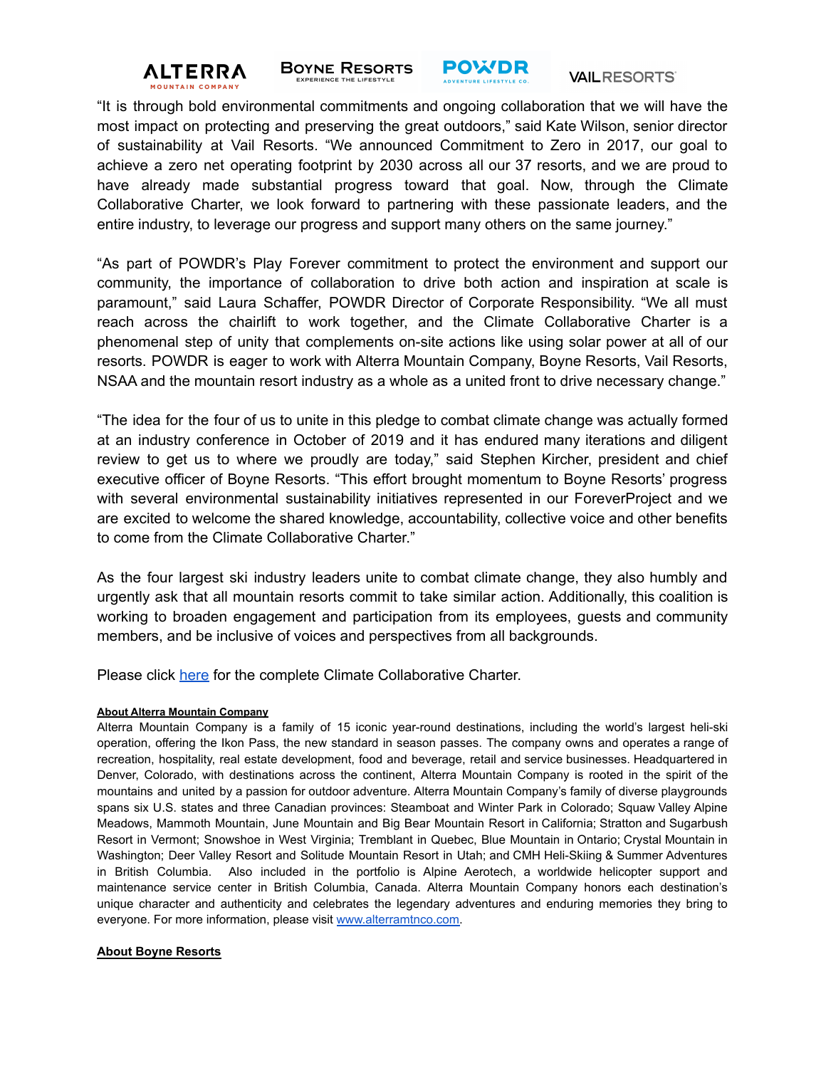"It is through bold environmental commitments and ongoing collaboration that we will have the most impact on protecting and preserving the great outdoors," said Kate Wilson, senior director of sustainability at Vail Resorts. "We announced Commitment to Zero in 2017, our goal to achieve a zero net operating footprint by 2030 across all our 37 resorts, and we are proud to have already made substantial progress toward that goal. Now, through the Climate Collaborative Charter, we look forward to partnering with these passionate leaders, and the entire industry, to leverage our progress and support many others on the same journey."

"As part of POWDR's Play Forever commitment to protect the environment and support our community, the importance of collaboration to drive both action and inspiration at scale is paramount," said Laura Schaffer, POWDR Director of Corporate Responsibility. "We all must reach across the chairlift to work together, and the Climate Collaborative Charter is a phenomenal step of unity that complements on-site actions like using solar power at all of our resorts. POWDR is eager to work with Alterra Mountain Company, Boyne Resorts, Vail Resorts, NSAA and the mountain resort industry as a whole as a united front to drive necessary change."

"The idea for the four of us to unite in this pledge to combat climate change was actually formed at an industry conference in October of 2019 and it has endured many iterations and diligent review to get us to where we proudly are today," said Stephen Kircher, president and chief executive officer of Boyne Resorts. "This effort brought momentum to Boyne Resorts' progress with several environmental sustainability initiatives represented in our ForeverProject and we are excited to welcome the shared knowledge, accountability, collective voice and other benefits to come from the Climate Collaborative Charter."

As the four largest ski industry leaders unite to combat climate change, they also humbly and urgently ask that all mountain resorts commit to take similar action. Additionally, this coalition is working to broaden engagement and participation from its employees, guests and community members, and be inclusive of voices and perspectives from all backgrounds.

Please click here for the complete Climate Collaborative Charter.

**About Alterra Mountain Company**

Alterra Mountain Company is a family of 15 iconic year-round destinations, including the world's largest heli-ski operation, offering the Ikon Pass, the new standard in season passes. The company owns and operates a range of recreation, hospitality, real estate development, food and beverage, retail and service businesses. Headquartered in Denver, Colorado, with destinations across the continent, Alterra Mountain Company is rooted in the spirit of the mountains and united by a passion for outdoor adventure. Alterra Mountain Company's family of diverse playgrounds spans six U.S. states and three Canadian provinces: Steamboat and Winter Park in Colorado; Squaw Valley Alpine Meadows, Mammoth Mountain, June Mountain and Big Bear Mountain Resort in California; Stratton and Sugarbush Resort in Vermont; Snowshoe in West Virginia; Tremblant in Quebec, Blue Mountain in Ontario; Crystal Mountain in Washington; Deer Valley Resort and Solitude Mountain Resort in Utah; and CMH Heli-Skiing & Summer Adventures in British Columbia. Also included in the portfolio is Alpine Aerotech, a worldwide helicopter support and maintenance service center in British Columbia, Canada. Alterra Mountain Company honors each destination's unique character and authenticity and celebrates the legendary adventures and enduring memories they bring to everyone. For more information, please visit www.alterramtnco.com.

**About Boyne Resorts**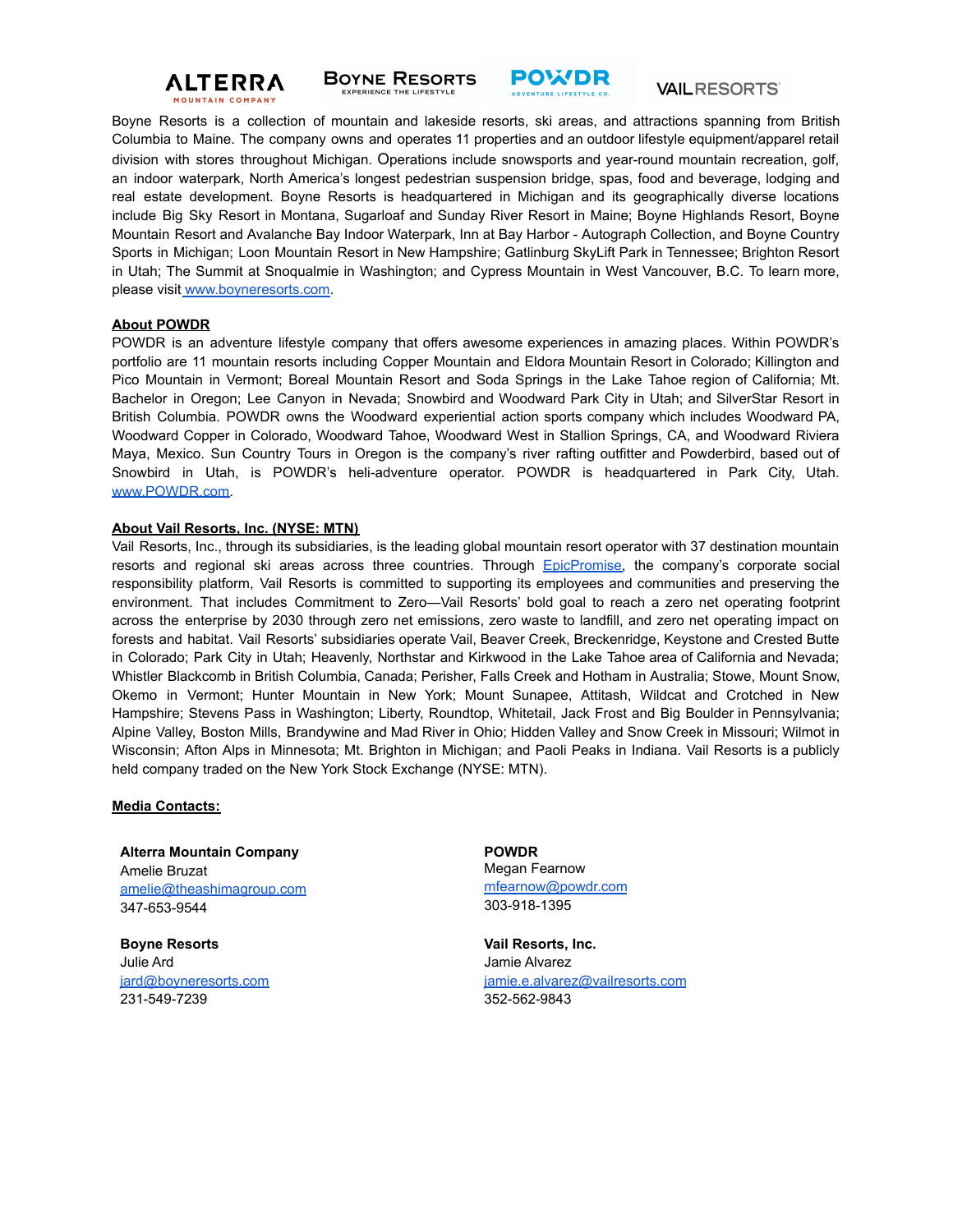ALTERRA MOUNTAIN COMPANY | BOYNE RESORTS EXPERIENCE THE LIFESTYLE | POWDR ADVENTURE LIFESTYLE CO. | VAIL RESORTS

Boyne Resorts is a collection of mountain and lakeside resorts, ski areas, and attractions spanning from British Columbia to Maine. The company owns and operates 11 properties and an outdoor lifestyle equipment/apparel retail division with stores throughout Michigan. Operations include snowsports and year-round mountain recreation, golf, an indoor waterpark, North America's longest pedestrian suspension bridge, spas, food and beverage, lodging and real estate development. Boyne Resorts is headquartered in Michigan and its geographically diverse locations include Big Sky Resort in Montana, Sugarloaf and Sunday River Resort in Maine; Boyne Highlands Resort, Boyne Mountain Resort and Avalanche Bay Indoor Waterpark, Inn at Bay Harbor - Autograph Collection, and Boyne Country Sports in Michigan; Loon Mountain Resort in New Hampshire; Gatlinburg SkyLift Park in Tennessee; Brighton Resort in Utah; The Summit at Snoqualmie in Washington; and Cypress Mountain in West Vancouver, B.C. To learn more, please visit [www.boyneresorts.com](http://www.boyneresorts.com).

**About POWDR**

POWDR is an adventure lifestyle company that offers awesome experiences in amazing places. Within POWDR's portfolio are 11 mountain resorts including Copper Mountain and Eldora Mountain Resort in Colorado; Killington and Pico Mountain in Vermont; Boreal Mountain Resort and Soda Springs in the Lake Tahoe region of California; Mt. Bachelor in Oregon; Lee Canyon in Nevada; Snowbird and Woodward Park City in Utah; and SilverStar Resort in British Columbia. POWDR owns the Woodward experiential action sports company which includes Woodward PA, Woodward Copper in Colorado, Woodward Tahoe, Woodward West in Stallion Springs, CA, and Woodward Riviera Maya, Mexico. Sun Country Tours in Oregon is the company's river rafting outfitter and Powderbird, based out of Snowbird in Utah, is POWDR's heli-adventure operator. POWDR is headquartered in Park City, Utah. [www.POWDR.com](http://www.POWDR.com).

**About Vail Resorts, Inc. (NYSE: MTN)**

Vail Resorts, Inc., through its subsidiaries, is the leading global mountain resort operator with 37 destination mountain resorts and regional ski areas across three countries. Through EpicPromise, the company's corporate social responsibility platform, Vail Resorts is committed to supporting its employees and communities and preserving the environment. That includes Commitment to Zero—Vail Resorts' bold goal to reach a zero net operating footprint across the enterprise by 2030 through zero net emissions, zero waste to landfill, and zero net operating impact on forests and habitat. Vail Resorts' subsidiaries operate Vail, Beaver Creek, Breckenridge, Keystone and Crested Butte in Colorado; Park City in Utah; Heavenly, Northstar and Kirkwood in the Lake Tahoe area of California and Nevada; Whistler Blackcomb in British Columbia, Canada; Perisher, Falls Creek and Hotham in Australia; Stowe, Mount Snow, Okemo in Vermont; Hunter Mountain in New York; Mount Sunapee, Attitash, Wildcat and Crotched in New Hampshire; Stevens Pass in Washington; Liberty, Roundtop, Whitetail, Jack Frost and Big Boulder in Pennsylvania; Alpine Valley, Boston Mills, Brandywine and Mad River in Ohio; Hidden Valley and Snow Creek in Missouri; Wilmot in Wisconsin; Afton Alps in Minnesota; Mt. Brighton in Michigan; and Paoli Peaks in Indiana. Vail Resorts is a publicly held company traded on the New York Stock Exchange (NYSE: MTN).

**Media Contacts:**

**Alterra Mountain Company**
Amelie Bruzat
amelie@theashimagroup.com
347-653-9544

**Boyne Resorts**
Julie Ard
jard@boyneresorts.com
231-549-7239

**POWDR**
Megan Fearnow
mfearnow@powdr.com
303-918-1395

**Vail Resorts, Inc.**
Jamie Alvarez
jamie.e.alvarez@vailresorts.com
352-562-9843